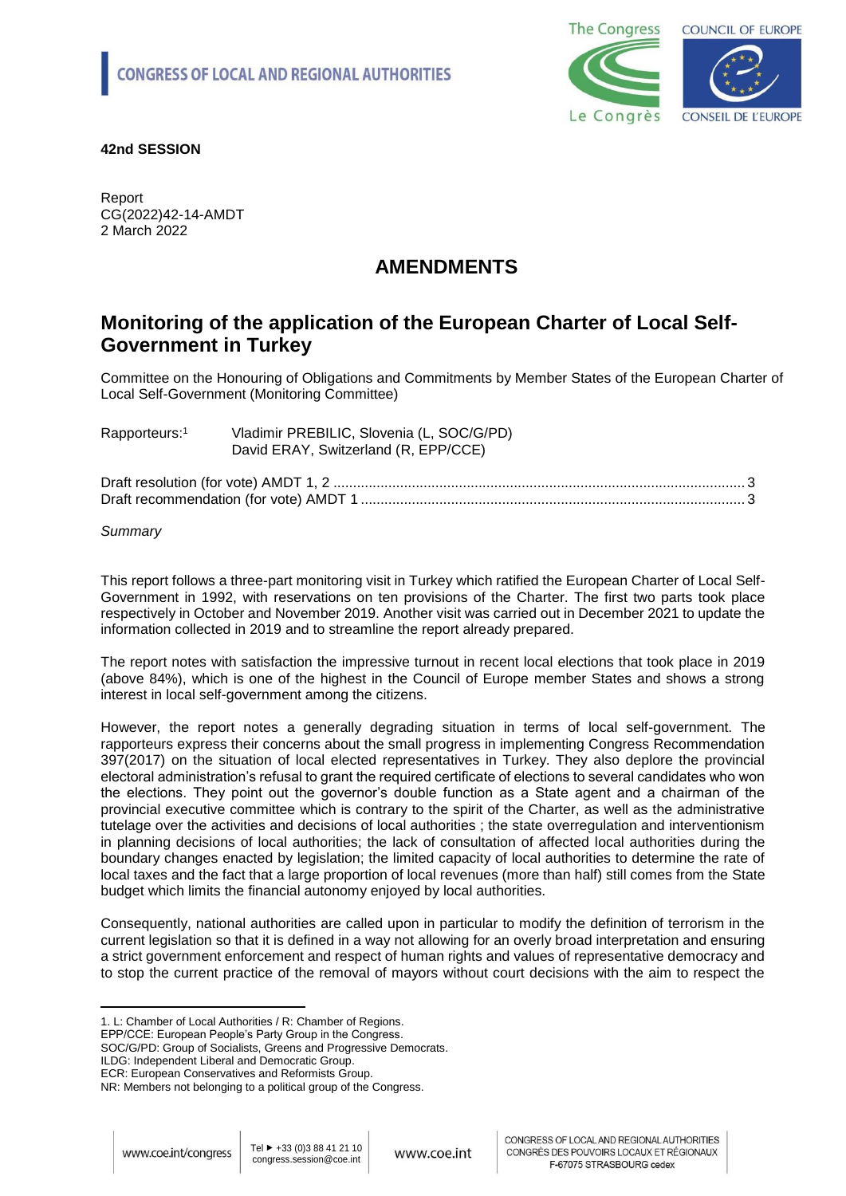**CONGRESS OF LOCAL AND REGIONAL AUTHORITIES**

**42nd SESSION**

Report
CG(2022)42-14-AMDT
2 March 2022

# AMENDMENTS

## Monitoring of the application of the European Charter of Local Self-Government in Turkey

Committee on the Honouring of Obligations and Commitments by Member States of the European Charter of Local Self-Government (Monitoring Committee)

Rapporteurs:[1] Vladimir PREBILIC, Slovenia (L, SOC/G/PD)
David ERAY, Switzerland (R, EPP/CCE)

Draft resolution (for vote) AMDT 1, 2 ........................................................................................................ 3
Draft recommendation (for vote) AMDT 1 ................................................................................................. 3

*Summary*

This report follows a three-part monitoring visit in Turkey which ratified the European Charter of Local Self-Government in 1992, with reservations on ten provisions of the Charter. The first two parts took place respectively in October and November 2019. Another visit was carried out in December 2021 to update the information collected in 2019 and to streamline the report already prepared.

The report notes with satisfaction the impressive turnout in recent local elections that took place in 2019 (above 84%), which is one of the highest in the Council of Europe member States and shows a strong interest in local self-government among the citizens.

However, the report notes a generally degrading situation in terms of local self-government. The rapporteurs express their concerns about the small progress in implementing Congress Recommendation 397(2017) on the situation of local elected representatives in Turkey. They also deplore the provincial electoral administration's refusal to grant the required certificate of elections to several candidates who won the elections. They point out the governor's double function as a State agent and a chairman of the provincial executive committee which is contrary to the spirit of the Charter, as well as the administrative tutelage over the activities and decisions of local authorities ; the state overregulation and interventionism in planning decisions of local authorities; the lack of consultation of affected local authorities during the boundary changes enacted by legislation; the limited capacity of local authorities to determine the rate of local taxes and the fact that a large proportion of local revenues (more than half) still comes from the State budget which limits the financial autonomy enjoyed by local authorities.

Consequently, national authorities are called upon in particular to modify the definition of terrorism in the current legislation so that it is defined in a way not allowing for an overly broad interpretation and ensuring a strict government enforcement and respect of human rights and values of representative democracy and to stop the current practice of the removal of mayors without court decisions with the aim to respect the

---

1. L: Chamber of Local Authorities / R: Chamber of Regions.
EPP/CCE: European People's Party Group in the Congress.
SOC/G/PD: Group of Socialists, Greens and Progressive Democrats.
ILDG: Independent Liberal and Democratic Group.
ECR: European Conservatives and Reformists Group.
NR: Members not belonging to a political group of the Congress.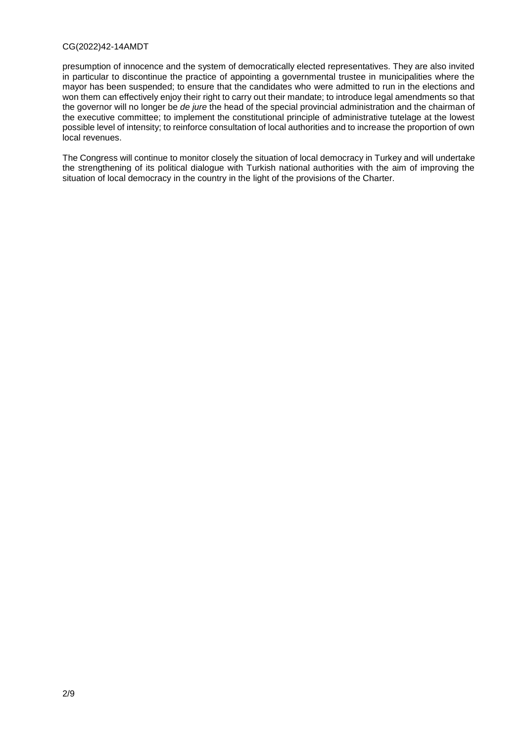presumption of innocence and the system of democratically elected representatives. They are also invited in particular to discontinue the practice of appointing a governmental trustee in municipalities where the mayor has been suspended; to ensure that the candidates who were admitted to run in the elections and won them can effectively enjoy their right to carry out their mandate; to introduce legal amendments so that the governor will no longer be *de jure* the head of the special provincial administration and the chairman of the executive committee; to implement the constitutional principle of administrative tutelage at the lowest possible level of intensity; to reinforce consultation of local authorities and to increase the proportion of own local revenues.

The Congress will continue to monitor closely the situation of local democracy in Turkey and will undertake the strengthening of its political dialogue with Turkish national authorities with the aim of improving the situation of local democracy in the country in the light of the provisions of the Charter.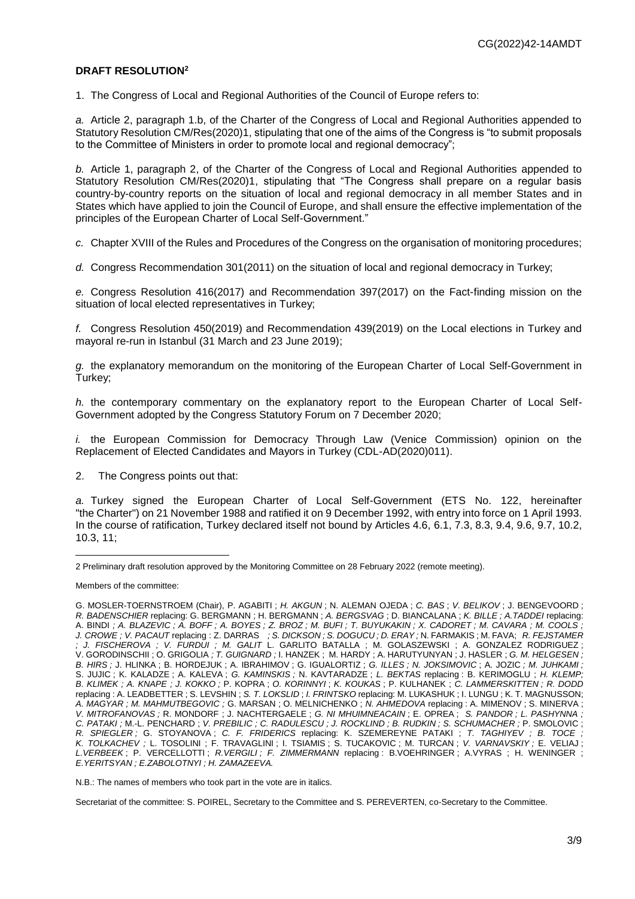**DRAFT RESOLUTION[2]**

1. The Congress of Local and Regional Authorities of the Council of Europe refers to:

*a.* Article 2, paragraph 1.b, of the Charter of the Congress of Local and Regional Authorities appended to Statutory Resolution CM/Res(2020)1, stipulating that one of the aims of the Congress is "to submit proposals to the Committee of Ministers in order to promote local and regional democracy";

*b.* Article 1, paragraph 2, of the Charter of the Congress of Local and Regional Authorities appended to Statutory Resolution CM/Res(2020)1, stipulating that "The Congress shall prepare on a regular basis country-by-country reports on the situation of local and regional democracy in all member States and in States which have applied to join the Council of Europe, and shall ensure the effective implementation of the principles of the European Charter of Local Self-Government."

*c.* Chapter XVIII of the Rules and Procedures of the Congress on the organisation of monitoring procedures;

*d.* Congress Recommendation 301(2011) on the situation of local and regional democracy in Turkey;

*e.* Congress Resolution 416(2017) and Recommendation 397(2017) on the Fact-finding mission on the situation of local elected representatives in Turkey;

*f.* Congress Resolution 450(2019) and Recommendation 439(2019) on the Local elections in Turkey and mayoral re-run in Istanbul (31 March and 23 June 2019);

*g.* the explanatory memorandum on the monitoring of the European Charter of Local Self-Government in Turkey;

*h.* the contemporary commentary on the explanatory report to the European Charter of Local Self-Government adopted by the Congress Statutory Forum on 7 December 2020;

*i.* the European Commission for Democracy Through Law (Venice Commission) opinion on the Replacement of Elected Candidates and Mayors in Turkey (CDL-AD(2020)011).

2. The Congress points out that:

*a.* Turkey signed the European Charter of Local Self-Government (ETS No. 122, hereinafter "the Charter") on 21 November 1988 and ratified it on 9 December 1992, with entry into force on 1 April 1993. In the course of ratification, Turkey declared itself not bound by Articles 4.6, 6.1, 7.3, 8.3, 9.4, 9.6, 9.7, 10.2, 10.3, 11;

---

[2] Preliminary draft resolution approved by the Monitoring Committee on 28 February 2022 (remote meeting).

Members of the committee:

G. MOSLER-TOERNSTROEM (Chair), P. AGABITI ; *H. AKGUN* ; N. ALEMAN OJEDA ; *C. BAS* ; *V. BELIKOV* ; J. BENGEVOORD ; *R. BADENSCHIER* replacing: G. BERGMANN ; H. BERGMANN ; *A. BERGSVAG* ; D. BIANCALANA ; *K. BILLE ; A.TADDEI* replacing: A. BINDI *; A. BLAZEVIC ; A. BOFF ; A. BOYES ; Z. BROZ ; M. BUFI ; T. BUYUKAKIN ; X. CADORET ; M. CAVARA ; M. COOLS ; J. CROWE ; V. PACAUT* replacing : Z. DARRAS *; S. DICKSON ; S. DOGUCU ; D. ERAY ;* N. FARMAKIS ; M. FAVA; *R. FEJSTAMER ; J. FISCHEROVA ; V. FURDUI ; M. GALIT* L. GARLITO BATALLA ; M. GOLASZEWSKI ; A. GONZALEZ RODRIGUEZ ; V. GORODINSCHII ; O. GRIGOLIA *; T. GUIGNARD ;* I. HANZEK ; M. HARDY ; A. HARUTYUNYAN ; J. HASLER ; *G. M. HELGESEN ; B. HIRS ;* J. HLINKA ; B. HORDEJUK ; A. IBRAHIMOV ; G. IGUALORTIZ ; *G. ILLES ; N. JOKSIMOVIC* ; A. JOZIC *; M. JUHKAMI ;* S. JUJIC ; K. KALADZE ; A. KALEVA ; *G. KAMINSKIS ;* N. KAVTARADZE ; *L. BEKTAS* replacing : B. KERIMOGLU ; *H. KLEMP; B. KLIMEK ; A. KNAPE ; J. KOKKO ;* P. KOPRA ; *O. KORINNYI* ; *K. KOUKAS* ; P. KULHANEK ; *C. LAMMERSKITTEN ; R. DODD* replacing : A. LEADBETTER ; S. LEVSHIN ; *S. T. LOKSLID* ; *I. FRINTSKO* replacing: M. LUKASHUK ; I. LUNGU ; K. T. MAGNUSSON; *A. MAGYAR ; M. MAHMUTBEGOVIC ;* G. MARSAN ; O. MELNICHENKO ; *N. AHMEDOVA* replacing : A. MIMENOV ; S. MINERVA ; *V. MITROFANOVAS ;* R. MONDORF ; J. NACHTERGAELE ; *G. NI MHUIMNEACAIN* ; E. OPREA ; *S. PANDOR ; L. PASHYNNA ; C. PATAKI ;* M.-L. PENCHARD ; *V. PREBILIC ; C. RADULESCU ; J. ROCKLIND ; B. RUDKIN ; S. SCHUMACHER ;* P. SMOLOVIC ; *R. SPIEGLER ;* G. STOYANOVA ; *C. F. FRIDERICS* replacing: K. SZEMEREYNE PATAKI ; *T. TAGHIYEV ; B. TOCE ; K. TOLKACHEV ;* L. TOSOLINI ; F. TRAVAGLINI ; I. TSIAMIS ; S. TUCAKOVIC ; M. TURCAN ; *V. VARNAVSKIY ;* E. VELIAJ ; *L.VERBEEK* ; P. VERCELLOTTI ; *R.VERGILI ; F. ZIMMERMANN* replacing : B.VOEHRINGER ; A.VYRAS ; H. WENINGER ; *E.YERITSYAN ; E.ZABOLOTNYI ; H. ZAMAZEEVA.*

N.B.: The names of members who took part in the vote are in italics.

Secretariat of the committee: S. POIREL, Secretary to the Committee and S. PEREVERTEN, co-Secretary to the Committee.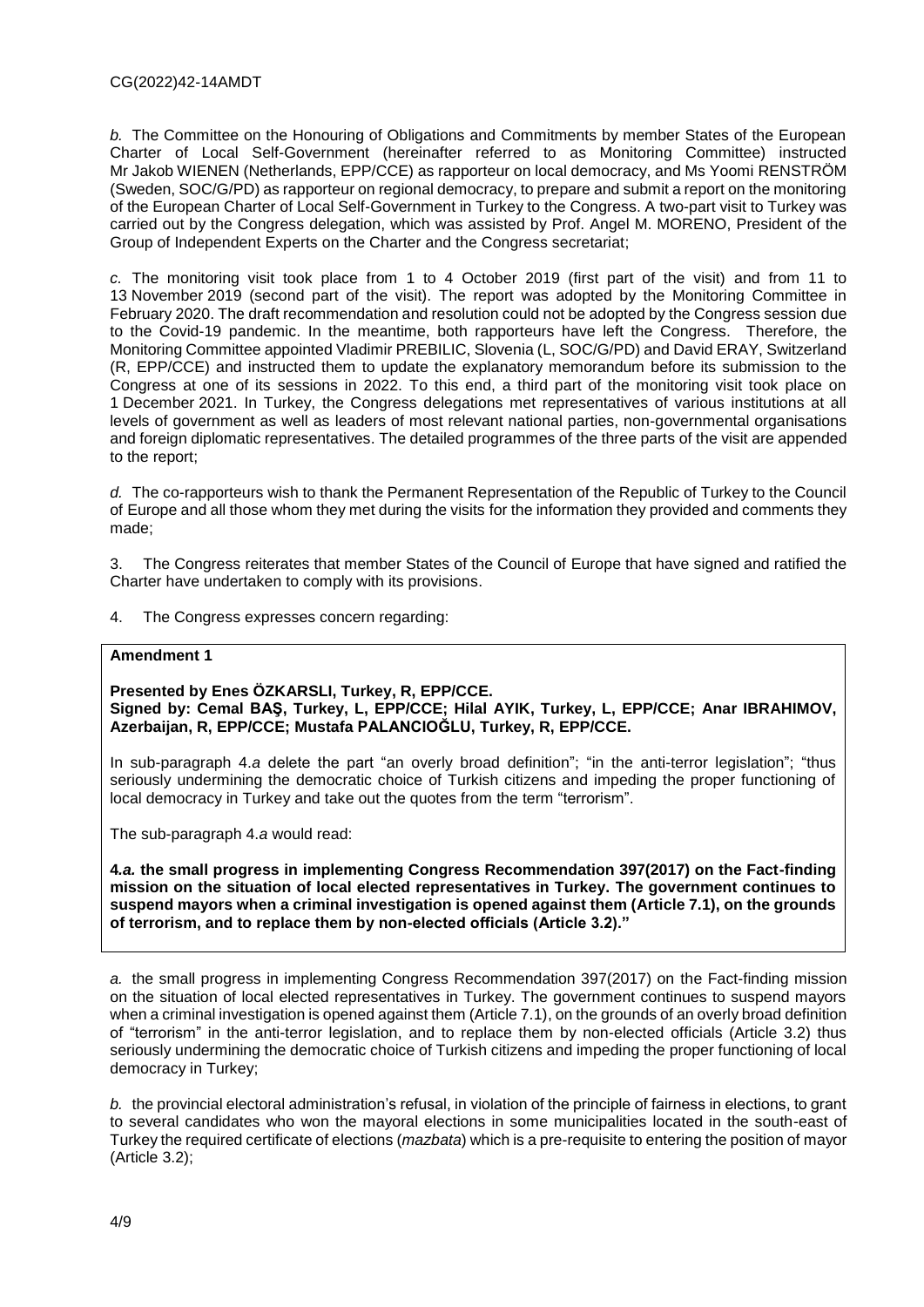*b.* The Committee on the Honouring of Obligations and Commitments by member States of the European Charter of Local Self-Government (hereinafter referred to as Monitoring Committee) instructed Mr Jakob WIENEN (Netherlands, EPP/CCE) as rapporteur on local democracy, and Ms Yoomi RENSTRÖM (Sweden, SOC/G/PD) as rapporteur on regional democracy, to prepare and submit a report on the monitoring of the European Charter of Local Self-Government in Turkey to the Congress. A two-part visit to Turkey was carried out by the Congress delegation, which was assisted by Prof. Angel M. MORENO, President of the Group of Independent Experts on the Charter and the Congress secretariat;

*c.* The monitoring visit took place from 1 to 4 October 2019 (first part of the visit) and from 11 to 13 November 2019 (second part of the visit). The report was adopted by the Monitoring Committee in February 2020. The draft recommendation and resolution could not be adopted by the Congress session due to the Covid-19 pandemic. In the meantime, both rapporteurs have left the Congress. Therefore, the Monitoring Committee appointed Vladimir PREBILIC, Slovenia (L, SOC/G/PD) and David ERAY, Switzerland (R, EPP/CCE) and instructed them to update the explanatory memorandum before its submission to the Congress at one of its sessions in 2022. To this end, a third part of the monitoring visit took place on 1 December 2021. In Turkey, the Congress delegations met representatives of various institutions at all levels of government as well as leaders of most relevant national parties, non-governmental organisations and foreign diplomatic representatives. The detailed programmes of the three parts of the visit are appended to the report;

*d.* The co-rapporteurs wish to thank the Permanent Representation of the Republic of Turkey to the Council of Europe and all those whom they met during the visits for the information they provided and comments they made;

3. The Congress reiterates that member States of the Council of Europe that have signed and ratified the Charter have undertaken to comply with its provisions.

4. The Congress expresses concern regarding:

**Amendment 1**

**Presented by Enes ÖZKARSLI, Turkey, R, EPP/CCE.**
**Signed by: Cemal BAŞ, Turkey, L, EPP/CCE; Hilal AYIK, Turkey, L, EPP/CCE; Anar IBRAHIMOV, Azerbaijan, R, EPP/CCE; Mustafa PALANCIOĞLU, Turkey, R, EPP/CCE.**

In sub-paragraph 4.*a* delete the part "an overly broad definition"; "in the anti-terror legislation"; "thus seriously undermining the democratic choice of Turkish citizens and impeding the proper functioning of local democracy in Turkey and take out the quotes from the term "terrorism".

The sub-paragraph 4.*a* would read:

**4.*a.* the small progress in implementing Congress Recommendation 397(2017) on the Fact-finding mission on the situation of local elected representatives in Turkey. The government continues to suspend mayors when a criminal investigation is opened against them (Article 7.1), on the grounds of terrorism, and to replace them by non-elected officials (Article 3.2)."**

*a.* the small progress in implementing Congress Recommendation 397(2017) on the Fact-finding mission on the situation of local elected representatives in Turkey. The government continues to suspend mayors when a criminal investigation is opened against them (Article 7.1), on the grounds of an overly broad definition of "terrorism" in the anti-terror legislation, and to replace them by non-elected officials (Article 3.2) thus seriously undermining the democratic choice of Turkish citizens and impeding the proper functioning of local democracy in Turkey;

*b.* the provincial electoral administration's refusal, in violation of the principle of fairness in elections, to grant to several candidates who won the mayoral elections in some municipalities located in the south-east of Turkey the required certificate of elections (*mazbata*) which is a pre-requisite to entering the position of mayor (Article 3.2);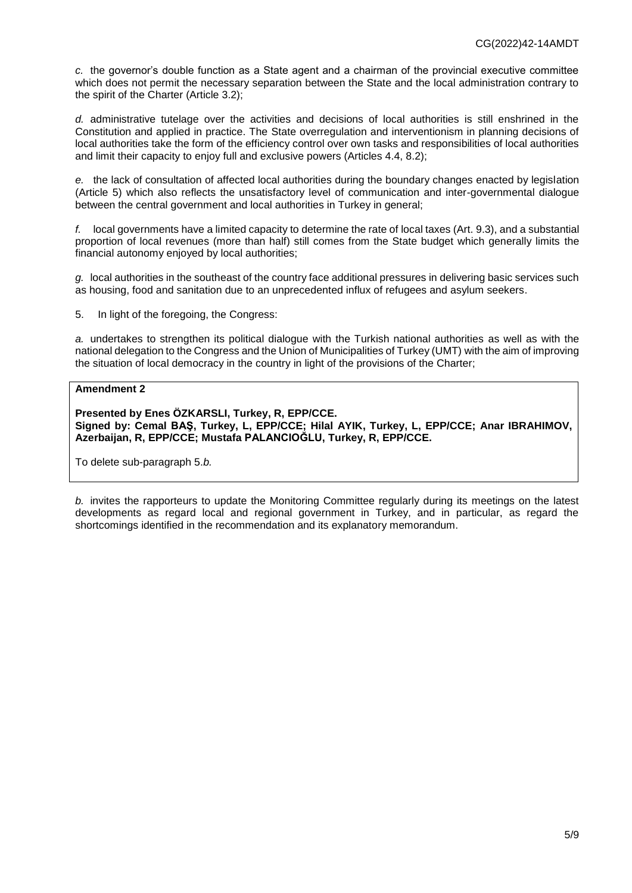*c.* the governor's double function as a State agent and a chairman of the provincial executive committee which does not permit the necessary separation between the State and the local administration contrary to the spirit of the Charter (Article 3.2);

*d.* administrative tutelage over the activities and decisions of local authorities is still enshrined in the Constitution and applied in practice. The State overregulation and interventionism in planning decisions of local authorities take the form of the efficiency control over own tasks and responsibilities of local authorities and limit their capacity to enjoy full and exclusive powers (Articles 4.4, 8.2);

*e.* the lack of consultation of affected local authorities during the boundary changes enacted by legislation (Article 5) which also reflects the unsatisfactory level of communication and inter-governmental dialogue between the central government and local authorities in Turkey in general;

*f.* local governments have a limited capacity to determine the rate of local taxes (Art. 9.3), and a substantial proportion of local revenues (more than half) still comes from the State budget which generally limits the financial autonomy enjoyed by local authorities;

*g.* local authorities in the southeast of the country face additional pressures in delivering basic services such as housing, food and sanitation due to an unprecedented influx of refugees and asylum seekers.

5. In light of the foregoing, the Congress:

*a.* undertakes to strengthen its political dialogue with the Turkish national authorities as well as with the national delegation to the Congress and the Union of Municipalities of Turkey (UMT) with the aim of improving the situation of local democracy in the country in light of the provisions of the Charter;

**Amendment 2**

**Presented by Enes ÖZKARSLI, Turkey, R, EPP/CCE.**
**Signed by: Cemal BAŞ, Turkey, L, EPP/CCE; Hilal AYIK, Turkey, L, EPP/CCE; Anar IBRAHIMOV, Azerbaijan, R, EPP/CCE; Mustafa PALANCIOĞLU, Turkey, R, EPP/CCE.**

To delete sub-paragraph 5.*b.*

*b.* invites the rapporteurs to update the Monitoring Committee regularly during its meetings on the latest developments as regard local and regional government in Turkey, and in particular, as regard the shortcomings identified in the recommendation and its explanatory memorandum.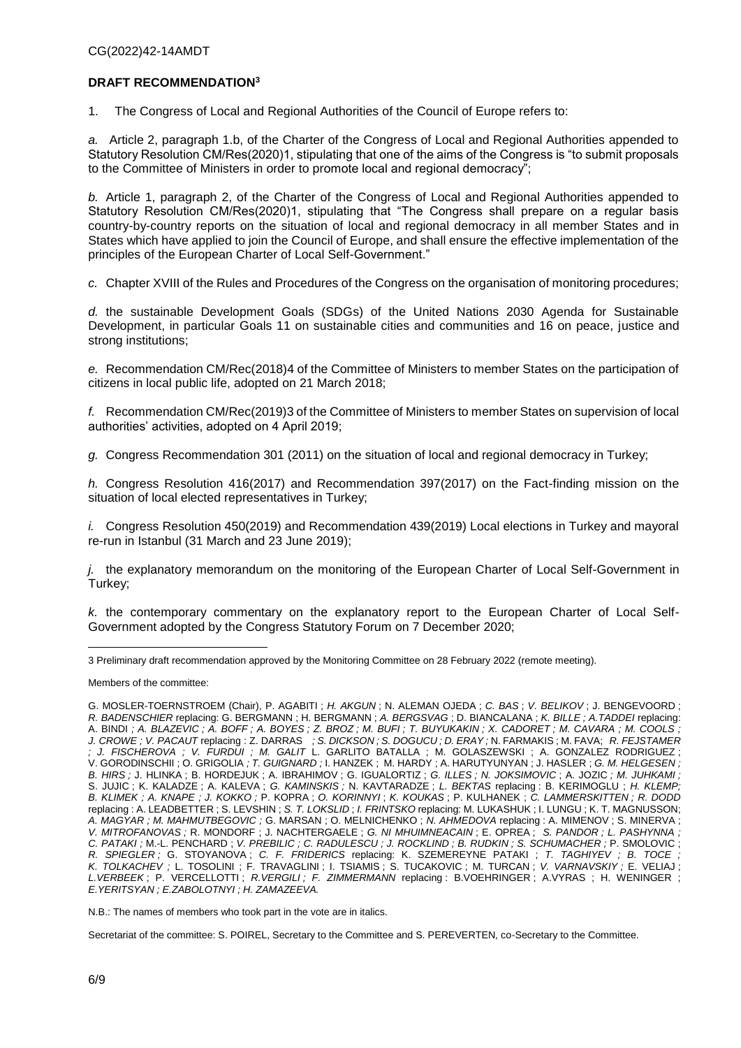**DRAFT RECOMMENDATION[3]**

1. The Congress of Local and Regional Authorities of the Council of Europe refers to:

*a.* Article 2, paragraph 1.b, of the Charter of the Congress of Local and Regional Authorities appended to Statutory Resolution CM/Res(2020)1, stipulating that one of the aims of the Congress is "to submit proposals to the Committee of Ministers in order to promote local and regional democracy";

*b.* Article 1, paragraph 2, of the Charter of the Congress of Local and Regional Authorities appended to Statutory Resolution CM/Res(2020)1, stipulating that "The Congress shall prepare on a regular basis country-by-country reports on the situation of local and regional democracy in all member States and in States which have applied to join the Council of Europe, and shall ensure the effective implementation of the principles of the European Charter of Local Self-Government."

*c.* Chapter XVIII of the Rules and Procedures of the Congress on the organisation of monitoring procedures;

*d.* the sustainable Development Goals (SDGs) of the United Nations 2030 Agenda for Sustainable Development, in particular Goals 11 on sustainable cities and communities and 16 on peace, justice and strong institutions;

*e.* Recommendation CM/Rec(2018)4 of the Committee of Ministers to member States on the participation of citizens in local public life, adopted on 21 March 2018;

*f.* Recommendation CM/Rec(2019)3 of the Committee of Ministers to member States on supervision of local authorities' activities, adopted on 4 April 2019;

*g.* Congress Recommendation 301 (2011) on the situation of local and regional democracy in Turkey;

*h.* Congress Resolution 416(2017) and Recommendation 397(2017) on the Fact-finding mission on the situation of local elected representatives in Turkey;

*i.* Congress Resolution 450(2019) and Recommendation 439(2019) Local elections in Turkey and mayoral re-run in Istanbul (31 March and 23 June 2019);

*j.* the explanatory memorandum on the monitoring of the European Charter of Local Self-Government in Turkey;

*k.* the contemporary commentary on the explanatory report to the European Charter of Local Self-Government adopted by the Congress Statutory Forum on 7 December 2020;

---

3 Preliminary draft recommendation approved by the Monitoring Committee on 28 February 2022 (remote meeting).

Members of the committee:

G. MOSLER-TOERNSTROEM (Chair), P. AGABITI ; *H. AKGUN* ; N. ALEMAN OJEDA ; *C. BAS* ; *V. BELIKOV* ; J. BENGEVOORD ; *R. BADENSCHIER* replacing: G. BERGMANN ; H. BERGMANN ; *A. BERGSVAG* ; D. BIANCALANA ; *K. BILLE ; A.TADDEI* replacing: A. BINDI *; A. BLAZEVIC ; A. BOFF ; A. BOYES ; Z. BROZ ; M. BUFI ; T. BUYUKAKIN ; X. CADORET ; M. CAVARA ; M. COOLS ; J. CROWE ; V. PACAUT* replacing : Z. DARRAS *; S. DICKSON ; S. DOGUCU ; D. ERAY ;* N. FARMAKIS ; M. FAVA; *R. FEJSTAMER ; J. FISCHEROVA ; V. FURDUI ; M. GALIT* L. GARLITO BATALLA ; M. GOLASZEWSKI ; A. GONZALEZ RODRIGUEZ ; V. GORODINSCHII ; O. GRIGOLIA *; T. GUIGNARD ;* I. HANZEK ; M. HARDY ; A. HARUTYUNYAN ; J. HASLER ; *G. M. HELGESEN ; B. HIRS ;* J. HLINKA ; B. HORDEJUK ; A. IBRAHIMOV ; G. IGUALORTIZ ; *G. ILLES ; N. JOKSIMOVIC* ; A. JOZIC *; M. JUHKAMI ;* S. JUJIC ; K. KALADZE ; A. KALEVA ; *G. KAMINSKIS ;* N. KAVTARADZE ; *L. BEKTAS* replacing : B. KERIMOGLU ; *H. KLEMP; B. KLIMEK ; A. KNAPE ; J. KOKKO ;* P. KOPRA ; *O. KORINNYI* ; *K. KOUKAS* ; P. KULHANEK ; *C. LAMMERSKITTEN ; R. DODD* replacing : A. LEADBETTER ; S. LEVSHIN ; *S. T. LOKSLID* ; *I. FRINTSKO* replacing: M. LUKASHUK ; I. LUNGU ; K. T. MAGNUSSON; *A. MAGYAR ; M. MAHMUTBEGOVIC ;* G. MARSAN ; O. MELNICHENKO ; *N. AHMEDOVA* replacing : A. MIMENOV ; S. MINERVA ; *V. MITROFANOVAS ;* R. MONDORF ; J. NACHTERGAELE ; *G. NI MHUIMNEACAIN* ; E. OPREA ; *S. PANDOR ; L. PASHYNNA ; C. PATAKI ;* M.-L. PENCHARD ; *V. PREBILIC ; C. RADULESCU ; J. ROCKLIND ; B. RUDKIN ; S. SCHUMACHER ;* P. SMOLOVIC ; *R. SPIEGLER ;* G. STOYANOVA ; *C. F. FRIDERICS* replacing: K. SZEMEREYNE PATAKI ; *T. TAGHIYEV ; B. TOCE ; K. TOLKACHEV ;* L. TOSOLINI ; F. TRAVAGLINI ; I. TSIAMIS ; S. TUCAKOVIC ; M. TURCAN ; *V. VARNAVSKIY ;* E. VELIAJ ; *L.VERBEEK* ; P. VERCELLOTTI ; *R.VERGILI ; F. ZIMMERMANN* replacing : B.VOEHRINGER ; A.VYRAS ; H. WENINGER ; *E.YERITSYAN ; E.ZABOLOTNYI ; H. ZAMAZEEVA.*

N.B.: The names of members who took part in the vote are in italics.

Secretariat of the committee: S. POIREL, Secretary to the Committee and S. PEREVERTEN, co-Secretary to the Committee.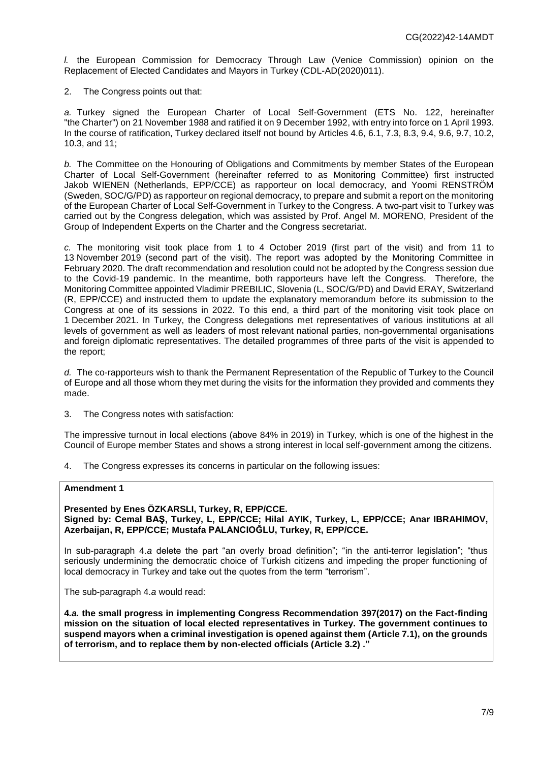*l.* the European Commission for Democracy Through Law (Venice Commission) opinion on the Replacement of Elected Candidates and Mayors in Turkey (CDL-AD(2020)011).

2. The Congress points out that:

*a.* Turkey signed the European Charter of Local Self-Government (ETS No. 122, hereinafter "the Charter") on 21 November 1988 and ratified it on 9 December 1992, with entry into force on 1 April 1993. In the course of ratification, Turkey declared itself not bound by Articles 4.6, 6.1, 7.3, 8.3, 9.4, 9.6, 9.7, 10.2, 10.3, and 11;

*b.* The Committee on the Honouring of Obligations and Commitments by member States of the European Charter of Local Self-Government (hereinafter referred to as Monitoring Committee) first instructed Jakob WIENEN (Netherlands, EPP/CCE) as rapporteur on local democracy, and Yoomi RENSTRÖM (Sweden, SOC/G/PD) as rapporteur on regional democracy, to prepare and submit a report on the monitoring of the European Charter of Local Self-Government in Turkey to the Congress. A two-part visit to Turkey was carried out by the Congress delegation, which was assisted by Prof. Angel M. MORENO, President of the Group of Independent Experts on the Charter and the Congress secretariat.

*c.* The monitoring visit took place from 1 to 4 October 2019 (first part of the visit) and from 11 to 13 November 2019 (second part of the visit). The report was adopted by the Monitoring Committee in February 2020. The draft recommendation and resolution could not be adopted by the Congress session due to the Covid-19 pandemic. In the meantime, both rapporteurs have left the Congress. Therefore, the Monitoring Committee appointed Vladimir PREBILIC, Slovenia (L, SOC/G/PD) and David ERAY, Switzerland (R, EPP/CCE) and instructed them to update the explanatory memorandum before its submission to the Congress at one of its sessions in 2022. To this end, a third part of the monitoring visit took place on 1 December 2021. In Turkey, the Congress delegations met representatives of various institutions at all levels of government as well as leaders of most relevant national parties, non-governmental organisations and foreign diplomatic representatives. The detailed programmes of three parts of the visit is appended to the report;

*d.* The co-rapporteurs wish to thank the Permanent Representation of the Republic of Turkey to the Council of Europe and all those whom they met during the visits for the information they provided and comments they made.

3. The Congress notes with satisfaction:

The impressive turnout in local elections (above 84% in 2019) in Turkey, which is one of the highest in the Council of Europe member States and shows a strong interest in local self-government among the citizens.

4. The Congress expresses its concerns in particular on the following issues:

**Amendment 1**

**Presented by Enes ÖZKARSLI, Turkey, R, EPP/CCE.**
**Signed by: Cemal BAŞ, Turkey, L, EPP/CCE; Hilal AYIK, Turkey, L, EPP/CCE; Anar IBRAHIMOV, Azerbaijan, R, EPP/CCE; Mustafa PALANCIOĞLU, Turkey, R, EPP/CCE.**

In sub-paragraph 4.*a* delete the part "an overly broad definition"; "in the anti-terror legislation"; "thus seriously undermining the democratic choice of Turkish citizens and impeding the proper functioning of local democracy in Turkey and take out the quotes from the term "terrorism".

The sub-paragraph 4.*a* would read:

**4*.a.* the small progress in implementing Congress Recommendation 397(2017) on the Fact-finding mission on the situation of local elected representatives in Turkey. The government continues to suspend mayors when a criminal investigation is opened against them (Article 7.1), on the grounds of terrorism, and to replace them by non-elected officials (Article 3.2) ."**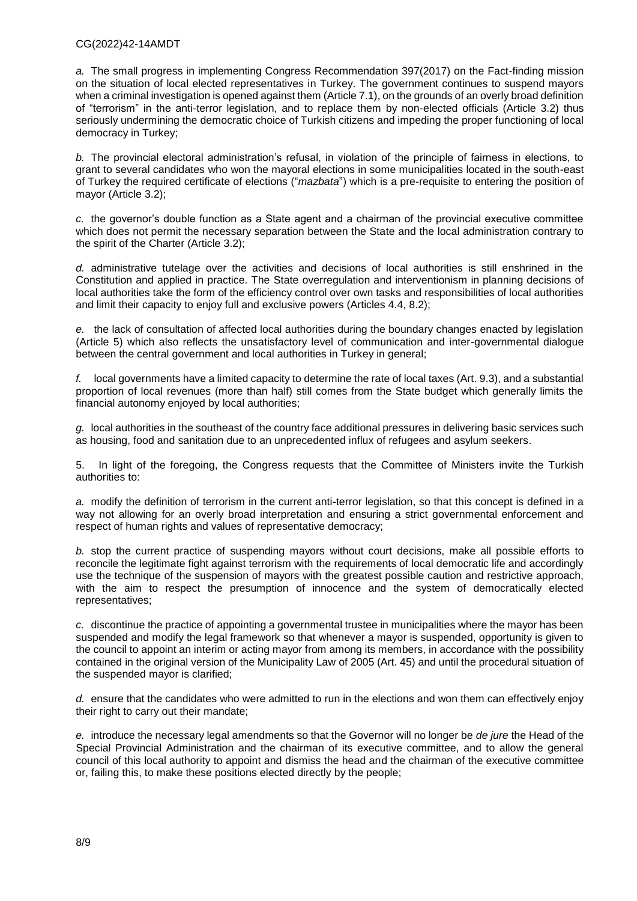*a.* The small progress in implementing Congress Recommendation 397(2017) on the Fact-finding mission on the situation of local elected representatives in Turkey. The government continues to suspend mayors when a criminal investigation is opened against them (Article 7.1), on the grounds of an overly broad definition of "terrorism" in the anti-terror legislation, and to replace them by non-elected officials (Article 3.2) thus seriously undermining the democratic choice of Turkish citizens and impeding the proper functioning of local democracy in Turkey;

*b.* The provincial electoral administration's refusal, in violation of the principle of fairness in elections, to grant to several candidates who won the mayoral elections in some municipalities located in the south-east of Turkey the required certificate of elections ("*mazbata*") which is a pre-requisite to entering the position of mayor (Article 3.2);

*c.* the governor's double function as a State agent and a chairman of the provincial executive committee which does not permit the necessary separation between the State and the local administration contrary to the spirit of the Charter (Article 3.2);

*d.* administrative tutelage over the activities and decisions of local authorities is still enshrined in the Constitution and applied in practice. The State overregulation and interventionism in planning decisions of local authorities take the form of the efficiency control over own tasks and responsibilities of local authorities and limit their capacity to enjoy full and exclusive powers (Articles 4.4, 8.2);

*e.* the lack of consultation of affected local authorities during the boundary changes enacted by legislation (Article 5) which also reflects the unsatisfactory level of communication and inter-governmental dialogue between the central government and local authorities in Turkey in general;

*f.* local governments have a limited capacity to determine the rate of local taxes (Art. 9.3), and a substantial proportion of local revenues (more than half) still comes from the State budget which generally limits the financial autonomy enjoyed by local authorities;

*g.* local authorities in the southeast of the country face additional pressures in delivering basic services such as housing, food and sanitation due to an unprecedented influx of refugees and asylum seekers.

5. In light of the foregoing, the Congress requests that the Committee of Ministers invite the Turkish authorities to:

*a.* modify the definition of terrorism in the current anti-terror legislation, so that this concept is defined in a way not allowing for an overly broad interpretation and ensuring a strict governmental enforcement and respect of human rights and values of representative democracy;

*b.* stop the current practice of suspending mayors without court decisions, make all possible efforts to reconcile the legitimate fight against terrorism with the requirements of local democratic life and accordingly use the technique of the suspension of mayors with the greatest possible caution and restrictive approach, with the aim to respect the presumption of innocence and the system of democratically elected representatives;

*c.* discontinue the practice of appointing a governmental trustee in municipalities where the mayor has been suspended and modify the legal framework so that whenever a mayor is suspended, opportunity is given to the council to appoint an interim or acting mayor from among its members, in accordance with the possibility contained in the original version of the Municipality Law of 2005 (Art. 45) and until the procedural situation of the suspended mayor is clarified;

*d.* ensure that the candidates who were admitted to run in the elections and won them can effectively enjoy their right to carry out their mandate;

*e.* introduce the necessary legal amendments so that the Governor will no longer be *de jure* the Head of the Special Provincial Administration and the chairman of its executive committee, and to allow the general council of this local authority to appoint and dismiss the head and the chairman of the executive committee or, failing this, to make these positions elected directly by the people;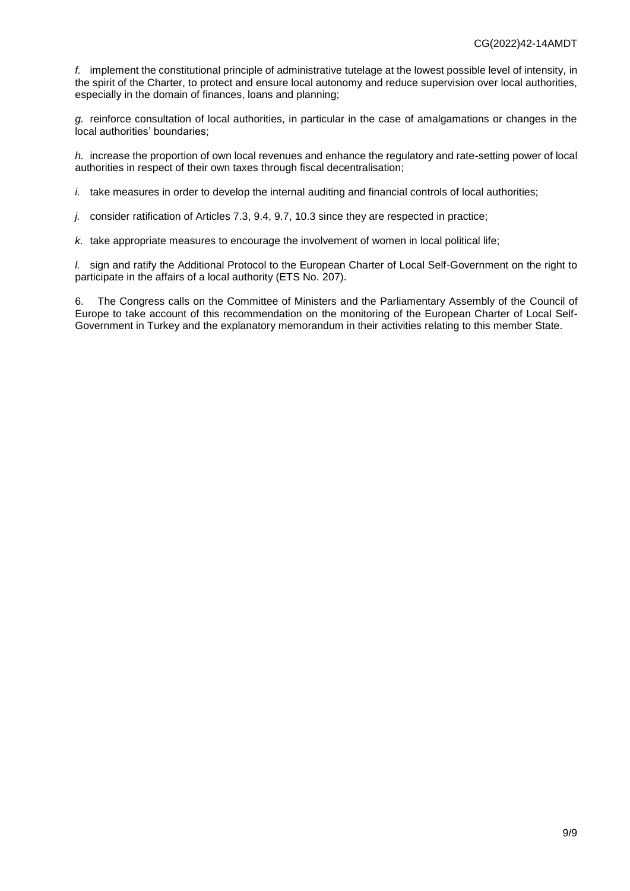*f.* implement the constitutional principle of administrative tutelage at the lowest possible level of intensity, in the spirit of the Charter, to protect and ensure local autonomy and reduce supervision over local authorities, especially in the domain of finances, loans and planning;

*g.* reinforce consultation of local authorities, in particular in the case of amalgamations or changes in the local authorities' boundaries;

*h.* increase the proportion of own local revenues and enhance the regulatory and rate-setting power of local authorities in respect of their own taxes through fiscal decentralisation;

*i.* take measures in order to develop the internal auditing and financial controls of local authorities;

*j.* consider ratification of Articles 7.3, 9.4, 9.7, 10.3 since they are respected in practice;

*k.* take appropriate measures to encourage the involvement of women in local political life;

*l.* sign and ratify the Additional Protocol to the European Charter of Local Self-Government on the right to participate in the affairs of a local authority (ETS No. 207).

6. The Congress calls on the Committee of Ministers and the Parliamentary Assembly of the Council of Europe to take account of this recommendation on the monitoring of the European Charter of Local Self-Government in Turkey and the explanatory memorandum in their activities relating to this member State.